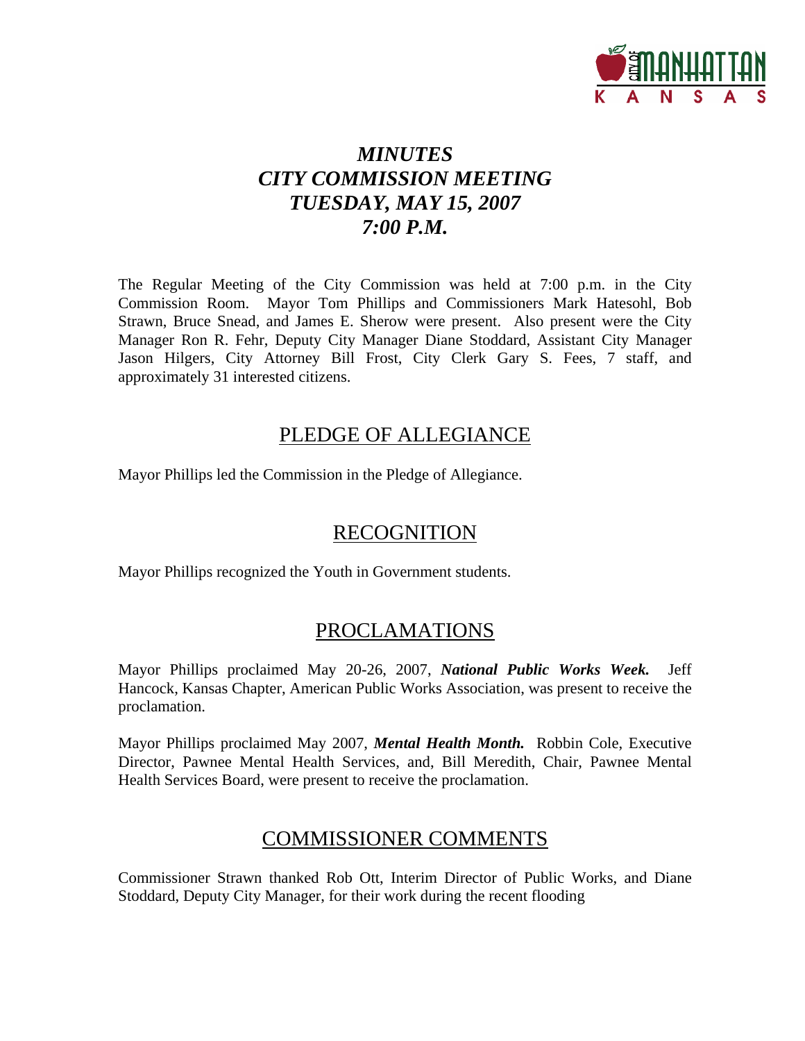# *MINUTES CITY COMMISSION MEETING TUESDAY, MAY 15, 2007 7:00 P.M.*

The Regular Meeting of the City Commission was held at 7:00 p.m. in the City Commission Room. Mayor Tom Phillips and Commissioners Mark Hatesohl, Bob Strawn, Bruce Snead, and James E. Sherow were present. Also present were the City Manager Ron R. Fehr, Deputy City Manager Diane Stoddard, Assistant City Manager Jason Hilgers, City Attorney Bill Frost, City Clerk Gary S. Fees, 7 staff, and approximately 31 interested citizens.

## PLEDGE OF ALLEGIANCE

Mayor Phillips led the Commission in the Pledge of Allegiance.

## RECOGNITION

Mayor Phillips recognized the Youth in Government students.

## PROCLAMATIONS

Mayor Phillips proclaimed May 20-26, 2007, ***National Public Works Week.*** Jeff Hancock, Kansas Chapter, American Public Works Association, was present to receive the proclamation.

Mayor Phillips proclaimed May 2007, ***Mental Health Month.*** Robbin Cole, Executive Director, Pawnee Mental Health Services, and, Bill Meredith, Chair, Pawnee Mental Health Services Board, were present to receive the proclamation.

## COMMISSIONER COMMENTS

Commissioner Strawn thanked Rob Ott, Interim Director of Public Works, and Diane Stoddard, Deputy City Manager, for their work during the recent flooding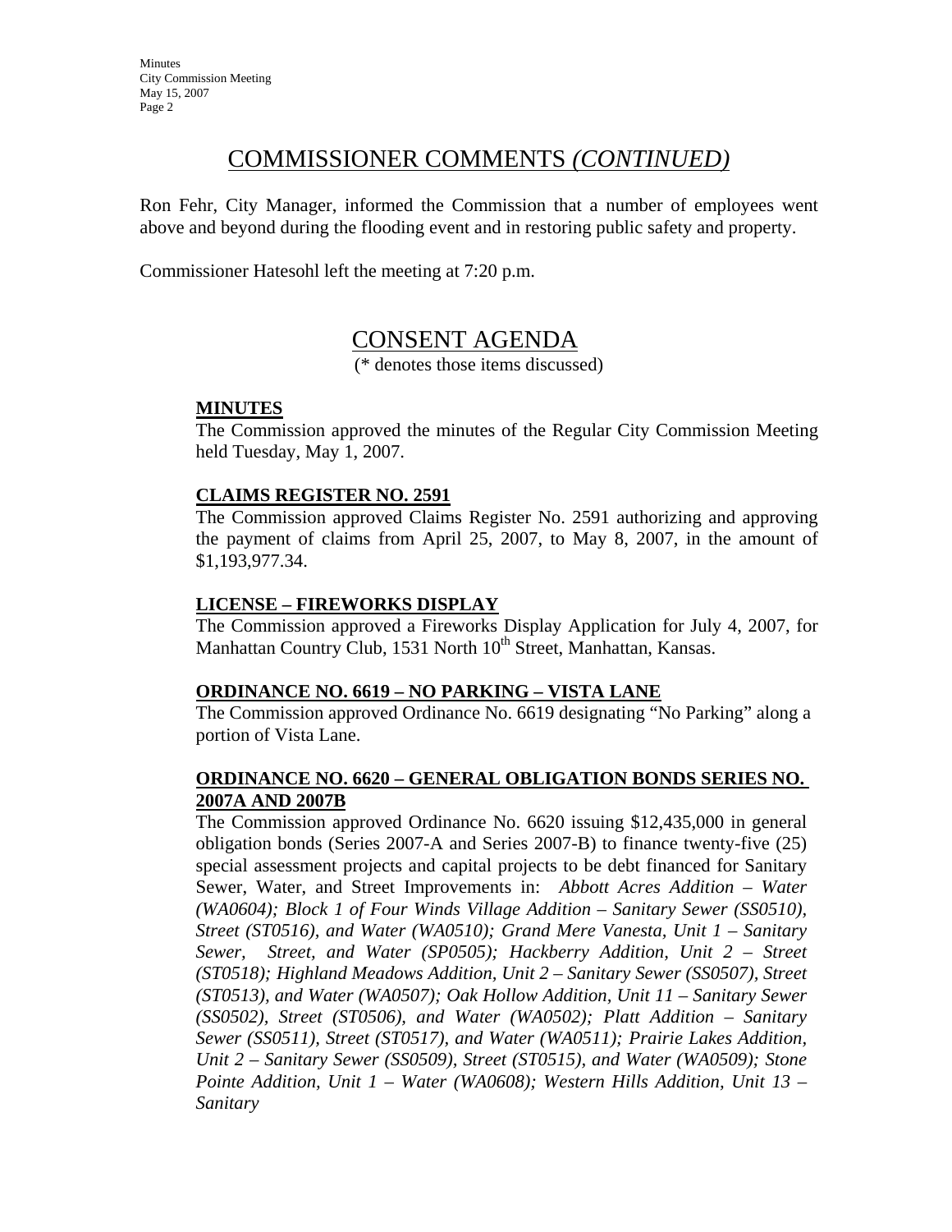# COMMISSIONER COMMENTS *(CONTINUED)*

Ron Fehr, City Manager, informed the Commission that a number of employees went above and beyond during the flooding event and in restoring public safety and property.

Commissioner Hatesohl left the meeting at 7:20 p.m.

# CONSENT AGENDA

(* denotes those items discussed)

**MINUTES**

The Commission approved the minutes of the Regular City Commission Meeting held Tuesday, May 1, 2007.

**CLAIMS REGISTER NO. 2591**

The Commission approved Claims Register No. 2591 authorizing and approving the payment of claims from April 25, 2007, to May 8, 2007, in the amount of $1,193,977.34.

**LICENSE – FIREWORKS DISPLAY**

The Commission approved a Fireworks Display Application for July 4, 2007, for Manhattan Country Club, 1531 North 10th Street, Manhattan, Kansas.

**ORDINANCE NO. 6619 – NO PARKING – VISTA LANE**

The Commission approved Ordinance No. 6619 designating "No Parking" along a portion of Vista Lane.

**ORDINANCE NO. 6620 – GENERAL OBLIGATION BONDS SERIES NO. 2007A AND 2007B**

The Commission approved Ordinance No. 6620 issuing $12,435,000 in general obligation bonds (Series 2007-A and Series 2007-B) to finance twenty-five (25) special assessment projects and capital projects to be debt financed for Sanitary Sewer, Water, and Street Improvements in: *Abbott Acres Addition – Water (WA0604); Block 1 of Four Winds Village Addition – Sanitary Sewer (SS0510), Street (ST0516), and Water (WA0510); Grand Mere Vanesta, Unit 1 – Sanitary Sewer, Street, and Water (SP0505); Hackberry Addition, Unit 2 – Street (ST0518); Highland Meadows Addition, Unit 2 – Sanitary Sewer (SS0507), Street (ST0513), and Water (WA0507); Oak Hollow Addition, Unit 11 – Sanitary Sewer (SS0502), Street (ST0506), and Water (WA0502); Platt Addition – Sanitary Sewer (SS0511), Street (ST0517), and Water (WA0511); Prairie Lakes Addition, Unit 2 – Sanitary Sewer (SS0509), Street (ST0515), and Water (WA0509); Stone Pointe Addition, Unit 1 – Water (WA0608); Western Hills Addition, Unit 13 – Sanitary*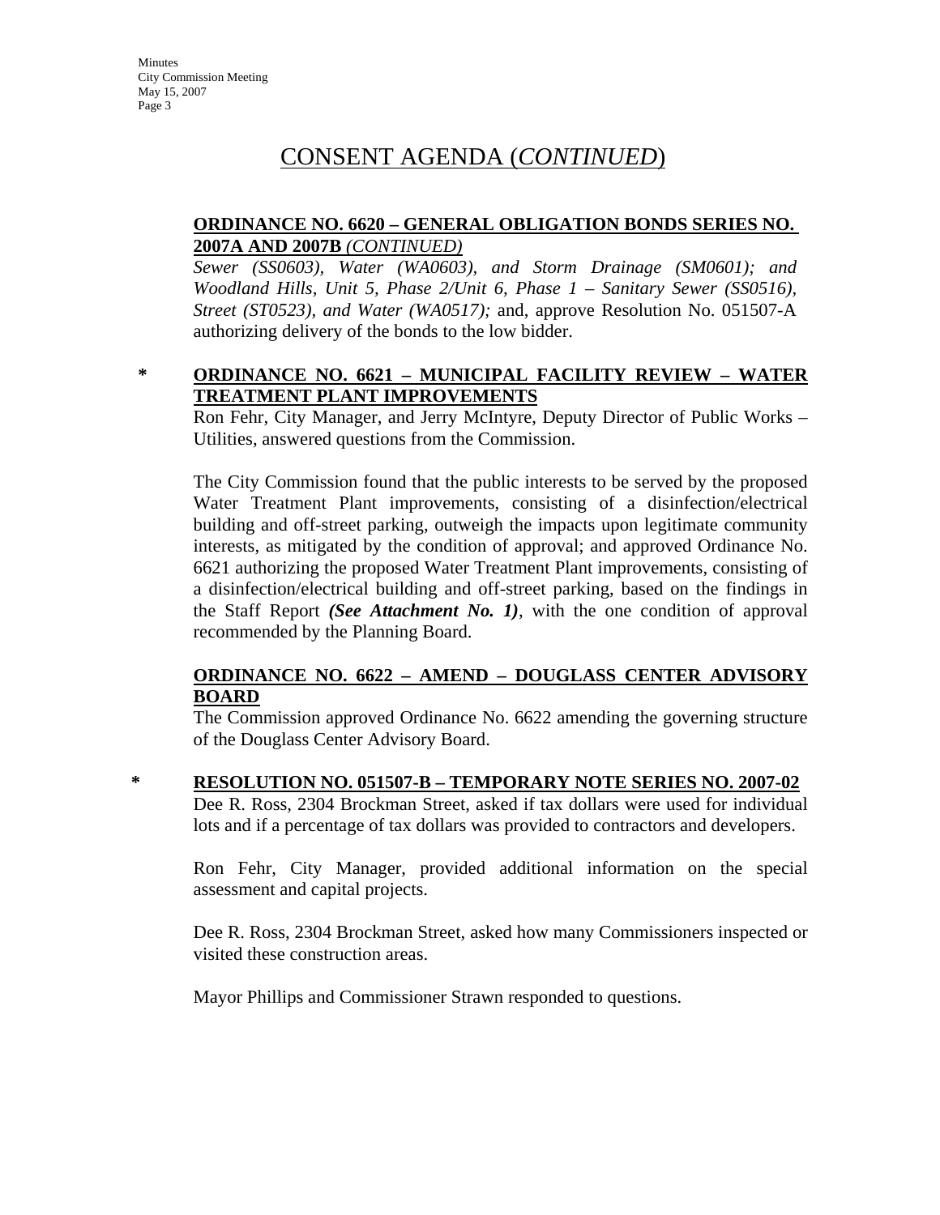## CONSENT AGENDA (*CONTINUED*)

**ORDINANCE NO. 6620 – GENERAL OBLIGATION BONDS SERIES NO. 2007A AND 2007B** *(CONTINUED)*

*Sewer (SS0603), Water (WA0603), and Storm Drainage (SM0601); and Woodland Hills, Unit 5, Phase 2/Unit 6, Phase 1 – Sanitary Sewer (SS0516), Street (ST0523), and Water (WA0517);* and, approve Resolution No. 051507-A authorizing delivery of the bonds to the low bidder.

\* **ORDINANCE NO. 6621 – MUNICIPAL FACILITY REVIEW – WATER TREATMENT PLANT IMPROVEMENTS**

Ron Fehr, City Manager, and Jerry McIntyre, Deputy Director of Public Works – Utilities, answered questions from the Commission.

The City Commission found that the public interests to be served by the proposed Water Treatment Plant improvements, consisting of a disinfection/electrical building and off-street parking, outweigh the impacts upon legitimate community interests, as mitigated by the condition of approval; and approved Ordinance No. 6621 authorizing the proposed Water Treatment Plant improvements, consisting of a disinfection/electrical building and off-street parking, based on the findings in the Staff Report ***(See Attachment No. 1)***, with the one condition of approval recommended by the Planning Board.

**ORDINANCE NO. 6622 – AMEND – DOUGLASS CENTER ADVISORY BOARD**

The Commission approved Ordinance No. 6622 amending the governing structure of the Douglass Center Advisory Board.

\* **RESOLUTION NO. 051507-B – TEMPORARY NOTE SERIES NO. 2007-02**

Dee R. Ross, 2304 Brockman Street, asked if tax dollars were used for individual lots and if a percentage of tax dollars was provided to contractors and developers.

Ron Fehr, City Manager, provided additional information on the special assessment and capital projects.

Dee R. Ross, 2304 Brockman Street, asked how many Commissioners inspected or visited these construction areas.

Mayor Phillips and Commissioner Strawn responded to questions.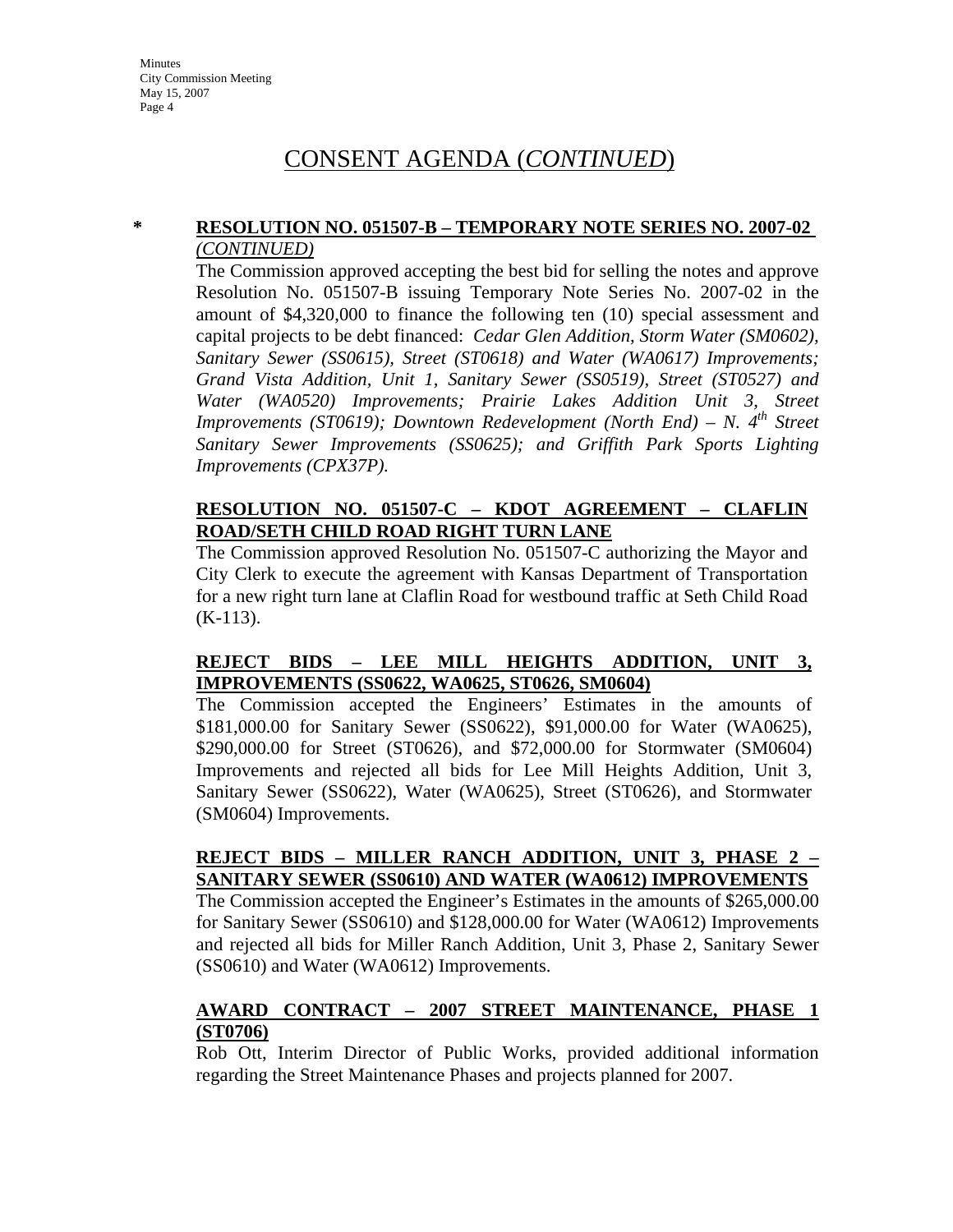## CONSENT AGENDA (*CONTINUED*)

\* **RESOLUTION NO. 051507-B – TEMPORARY NOTE SERIES NO. 2007-02** ***(CONTINUED)***

The Commission approved accepting the best bid for selling the notes and approve Resolution No. 051507-B issuing Temporary Note Series No. 2007-02 in the amount of $4,320,000 to finance the following ten (10) special assessment and capital projects to be debt financed: *Cedar Glen Addition, Storm Water (SM0602), Sanitary Sewer (SS0615), Street (ST0618) and Water (WA0617) Improvements; Grand Vista Addition, Unit 1, Sanitary Sewer (SS0519), Street (ST0527) and Water (WA0520) Improvements; Prairie Lakes Addition Unit 3, Street Improvements (ST0619); Downtown Redevelopment (North End) – N. 4th Street Sanitary Sewer Improvements (SS0625); and Griffith Park Sports Lighting Improvements (CPX37P).*

**RESOLUTION NO. 051507-C – KDOT AGREEMENT – CLAFLIN ROAD/SETH CHILD ROAD RIGHT TURN LANE**

The Commission approved Resolution No. 051507-C authorizing the Mayor and City Clerk to execute the agreement with Kansas Department of Transportation for a new right turn lane at Claflin Road for westbound traffic at Seth Child Road (K-113).

**REJECT BIDS – LEE MILL HEIGHTS ADDITION, UNIT 3, IMPROVEMENTS (SS0622, WA0625, ST0626, SM0604)**

The Commission accepted the Engineers' Estimates in the amounts of $181,000.00 for Sanitary Sewer (SS0622), $91,000.00 for Water (WA0625), $290,000.00 for Street (ST0626), and $72,000.00 for Stormwater (SM0604) Improvements and rejected all bids for Lee Mill Heights Addition, Unit 3, Sanitary Sewer (SS0622), Water (WA0625), Street (ST0626), and Stormwater (SM0604) Improvements.

**REJECT BIDS – MILLER RANCH ADDITION, UNIT 3, PHASE 2 – SANITARY SEWER (SS0610) AND WATER (WA0612) IMPROVEMENTS**

The Commission accepted the Engineer's Estimates in the amounts of $265,000.00 for Sanitary Sewer (SS0610) and $128,000.00 for Water (WA0612) Improvements and rejected all bids for Miller Ranch Addition, Unit 3, Phase 2, Sanitary Sewer (SS0610) and Water (WA0612) Improvements.

**AWARD CONTRACT – 2007 STREET MAINTENANCE, PHASE 1 (ST0706)**

Rob Ott, Interim Director of Public Works, provided additional information regarding the Street Maintenance Phases and projects planned for 2007.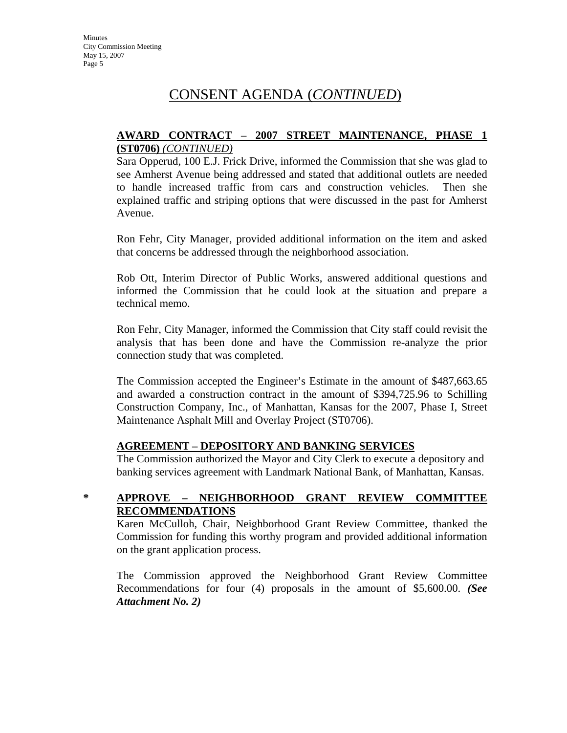# CONSENT AGENDA (*CONTINUED*)

**AWARD CONTRACT – 2007 STREET MAINTENANCE, PHASE 1 (ST0706)** *(CONTINUED)*

Sara Opperud, 100 E.J. Frick Drive, informed the Commission that she was glad to see Amherst Avenue being addressed and stated that additional outlets are needed to handle increased traffic from cars and construction vehicles. Then she explained traffic and striping options that were discussed in the past for Amherst Avenue.

Ron Fehr, City Manager, provided additional information on the item and asked that concerns be addressed through the neighborhood association.

Rob Ott, Interim Director of Public Works, answered additional questions and informed the Commission that he could look at the situation and prepare a technical memo.

Ron Fehr, City Manager, informed the Commission that City staff could revisit the analysis that has been done and have the Commission re-analyze the prior connection study that was completed.

The Commission accepted the Engineer's Estimate in the amount of $487,663.65 and awarded a construction contract in the amount of $394,725.96 to Schilling Construction Company, Inc., of Manhattan, Kansas for the 2007, Phase I, Street Maintenance Asphalt Mill and Overlay Project (ST0706).

**AGREEMENT – DEPOSITORY AND BANKING SERVICES**

The Commission authorized the Mayor and City Clerk to execute a depository and banking services agreement with Landmark National Bank, of Manhattan, Kansas.

\* **APPROVE – NEIGHBORHOOD GRANT REVIEW COMMITTEE RECOMMENDATIONS**

Karen McCulloh, Chair, Neighborhood Grant Review Committee, thanked the Commission for funding this worthy program and provided additional information on the grant application process.

The Commission approved the Neighborhood Grant Review Committee Recommendations for four (4) proposals in the amount of $5,600.00. ***(See Attachment No. 2)***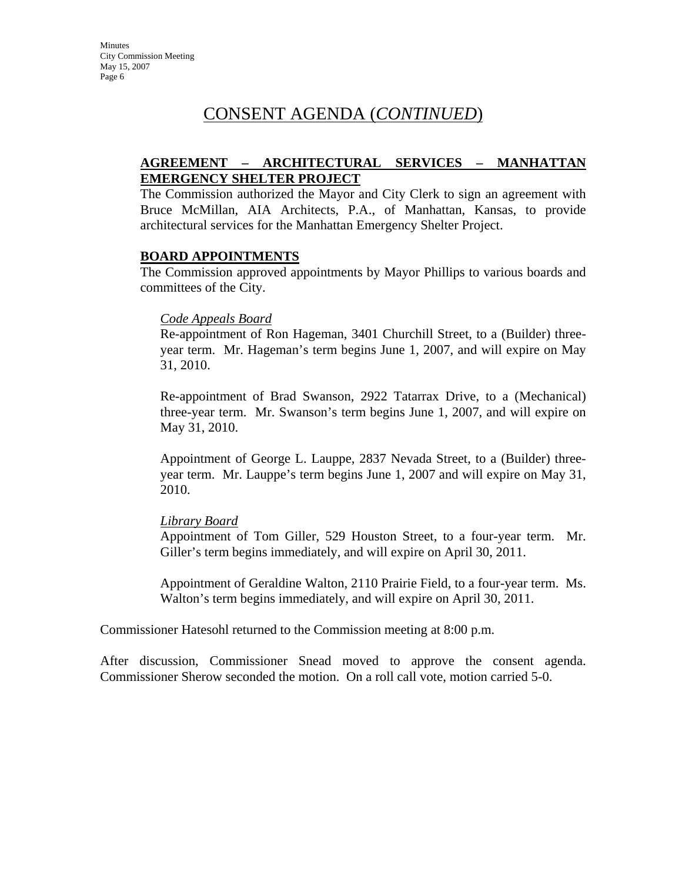# CONSENT AGENDA (*CONTINUED*)

**AGREEMENT – ARCHITECTURAL SERVICES – MANHATTAN EMERGENCY SHELTER PROJECT**

The Commission authorized the Mayor and City Clerk to sign an agreement with Bruce McMillan, AIA Architects, P.A., of Manhattan, Kansas, to provide architectural services for the Manhattan Emergency Shelter Project.

**BOARD APPOINTMENTS**

The Commission approved appointments by Mayor Phillips to various boards and committees of the City.

*Code Appeals Board*

Re-appointment of Ron Hageman, 3401 Churchill Street, to a (Builder) three-year term. Mr. Hageman's term begins June 1, 2007, and will expire on May 31, 2010.

Re-appointment of Brad Swanson, 2922 Tatarrax Drive, to a (Mechanical) three-year term. Mr. Swanson's term begins June 1, 2007, and will expire on May 31, 2010.

Appointment of George L. Lauppe, 2837 Nevada Street, to a (Builder) three-year term. Mr. Lauppe's term begins June 1, 2007 and will expire on May 31, 2010.

*Library Board*

Appointment of Tom Giller, 529 Houston Street, to a four-year term. Mr. Giller's term begins immediately, and will expire on April 30, 2011.

Appointment of Geraldine Walton, 2110 Prairie Field, to a four-year term. Ms. Walton's term begins immediately, and will expire on April 30, 2011.

Commissioner Hatesohl returned to the Commission meeting at 8:00 p.m.

After discussion, Commissioner Snead moved to approve the consent agenda. Commissioner Sherow seconded the motion. On a roll call vote, motion carried 5-0.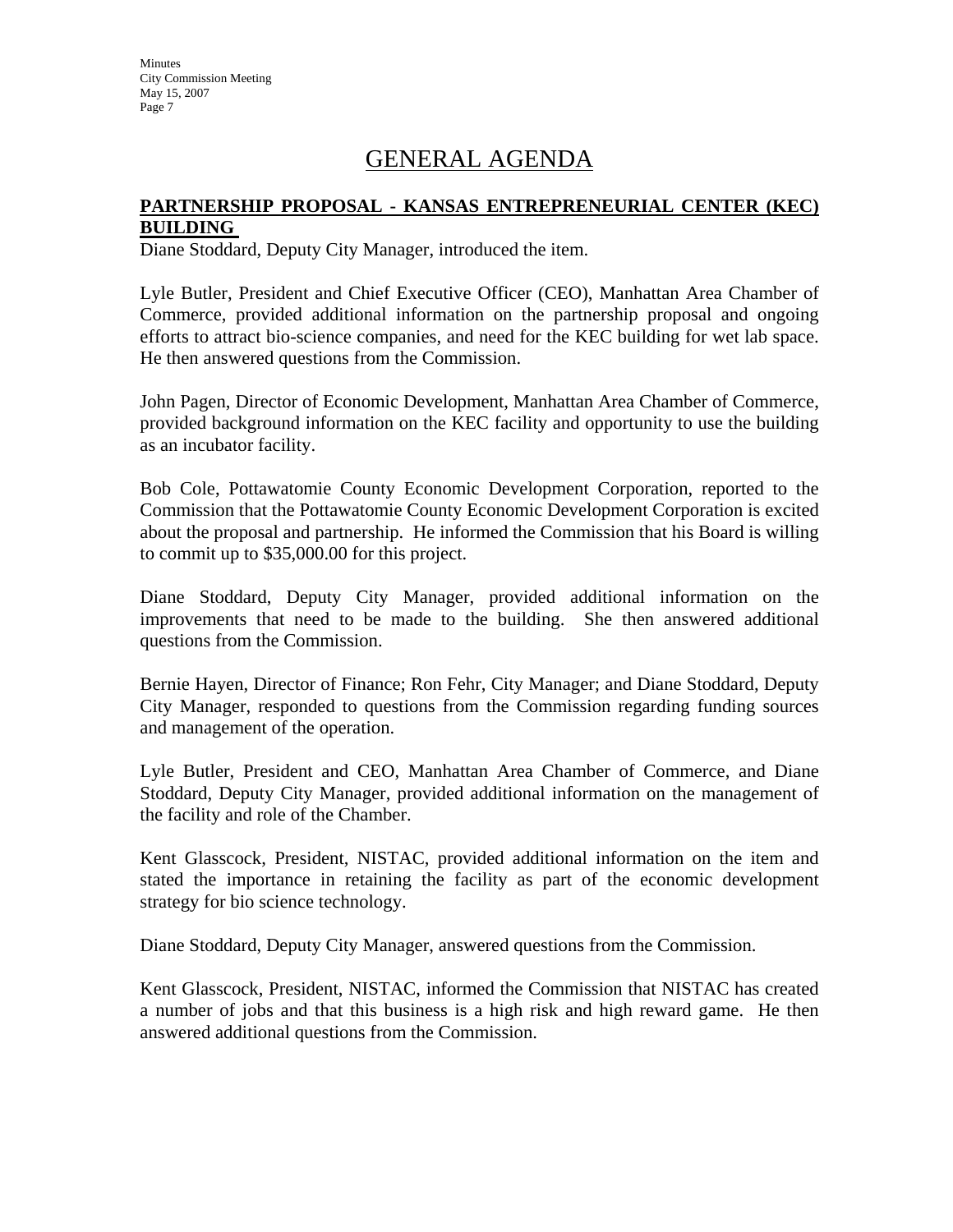# GENERAL AGENDA

**PARTNERSHIP PROPOSAL - KANSAS ENTREPRENEURIAL CENTER (KEC) BUILDING**

Diane Stoddard, Deputy City Manager, introduced the item.

Lyle Butler, President and Chief Executive Officer (CEO), Manhattan Area Chamber of Commerce, provided additional information on the partnership proposal and ongoing efforts to attract bio-science companies, and need for the KEC building for wet lab space. He then answered questions from the Commission.

John Pagen, Director of Economic Development, Manhattan Area Chamber of Commerce, provided background information on the KEC facility and opportunity to use the building as an incubator facility.

Bob Cole, Pottawatomie County Economic Development Corporation, reported to the Commission that the Pottawatomie County Economic Development Corporation is excited about the proposal and partnership. He informed the Commission that his Board is willing to commit up to $35,000.00 for this project.

Diane Stoddard, Deputy City Manager, provided additional information on the improvements that need to be made to the building. She then answered additional questions from the Commission.

Bernie Hayen, Director of Finance; Ron Fehr, City Manager; and Diane Stoddard, Deputy City Manager, responded to questions from the Commission regarding funding sources and management of the operation.

Lyle Butler, President and CEO, Manhattan Area Chamber of Commerce, and Diane Stoddard, Deputy City Manager, provided additional information on the management of the facility and role of the Chamber.

Kent Glasscock, President, NISTAC, provided additional information on the item and stated the importance in retaining the facility as part of the economic development strategy for bio science technology.

Diane Stoddard, Deputy City Manager, answered questions from the Commission.

Kent Glasscock, President, NISTAC, informed the Commission that NISTAC has created a number of jobs and that this business is a high risk and high reward game. He then answered additional questions from the Commission.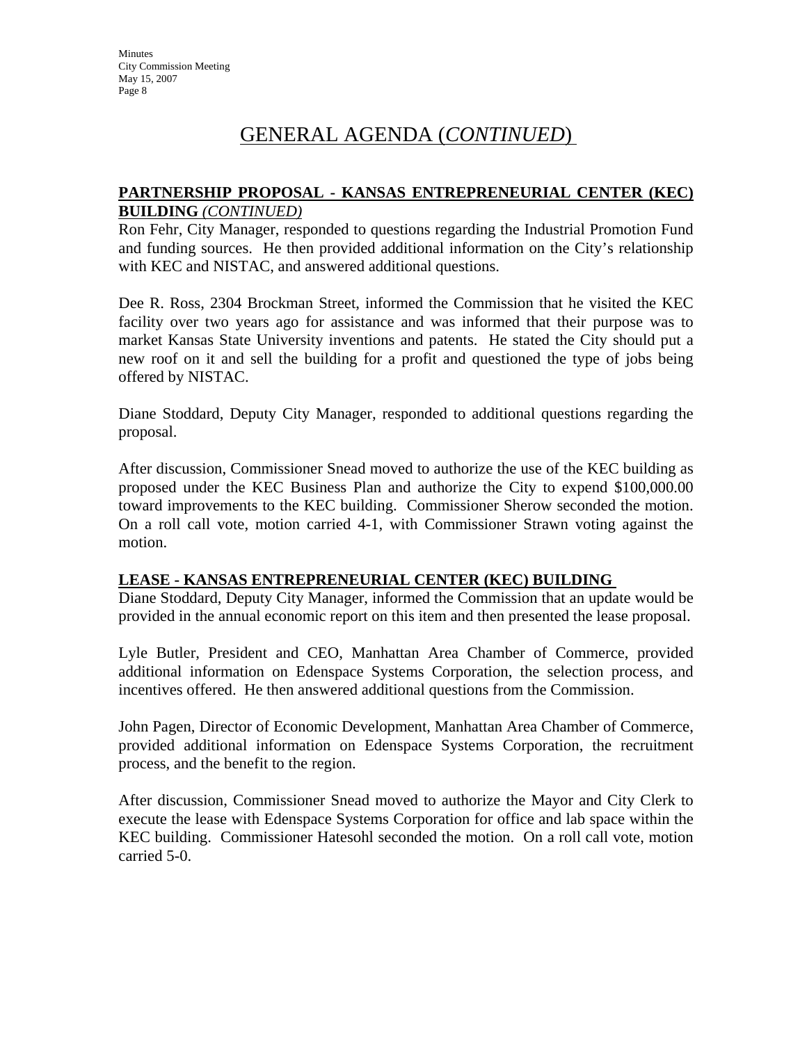## GENERAL AGENDA (*CONTINUED*)

**PARTNERSHIP PROPOSAL - KANSAS ENTREPRENEURIAL CENTER (KEC) BUILDING** *(CONTINUED)*

Ron Fehr, City Manager, responded to questions regarding the Industrial Promotion Fund and funding sources. He then provided additional information on the City's relationship with KEC and NISTAC, and answered additional questions.

Dee R. Ross, 2304 Brockman Street, informed the Commission that he visited the KEC facility over two years ago for assistance and was informed that their purpose was to market Kansas State University inventions and patents. He stated the City should put a new roof on it and sell the building for a profit and questioned the type of jobs being offered by NISTAC.

Diane Stoddard, Deputy City Manager, responded to additional questions regarding the proposal.

After discussion, Commissioner Snead moved to authorize the use of the KEC building as proposed under the KEC Business Plan and authorize the City to expend $100,000.00 toward improvements to the KEC building. Commissioner Sherow seconded the motion. On a roll call vote, motion carried 4-1, with Commissioner Strawn voting against the motion.

**LEASE - KANSAS ENTREPRENEURIAL CENTER (KEC) BUILDING**

Diane Stoddard, Deputy City Manager, informed the Commission that an update would be provided in the annual economic report on this item and then presented the lease proposal.

Lyle Butler, President and CEO, Manhattan Area Chamber of Commerce, provided additional information on Edenspace Systems Corporation, the selection process, and incentives offered. He then answered additional questions from the Commission.

John Pagen, Director of Economic Development, Manhattan Area Chamber of Commerce, provided additional information on Edenspace Systems Corporation, the recruitment process, and the benefit to the region.

After discussion, Commissioner Snead moved to authorize the Mayor and City Clerk to execute the lease with Edenspace Systems Corporation for office and lab space within the KEC building. Commissioner Hatesohl seconded the motion. On a roll call vote, motion carried 5-0.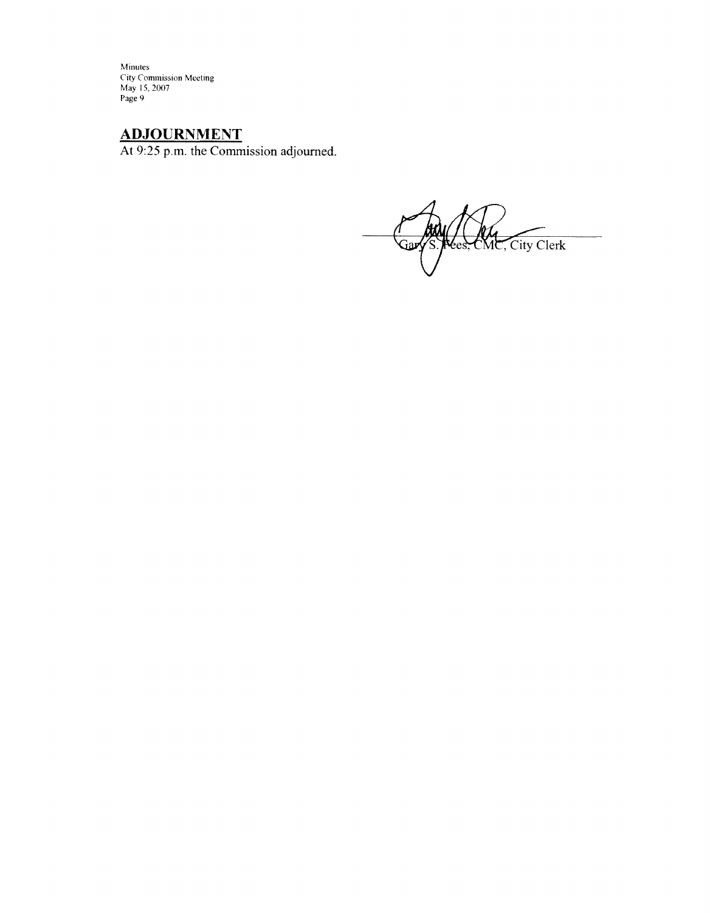## ADJOURNMENT

At 9:25 p.m. the Commission adjourned.

Gary S. Fees, CMC, City Clerk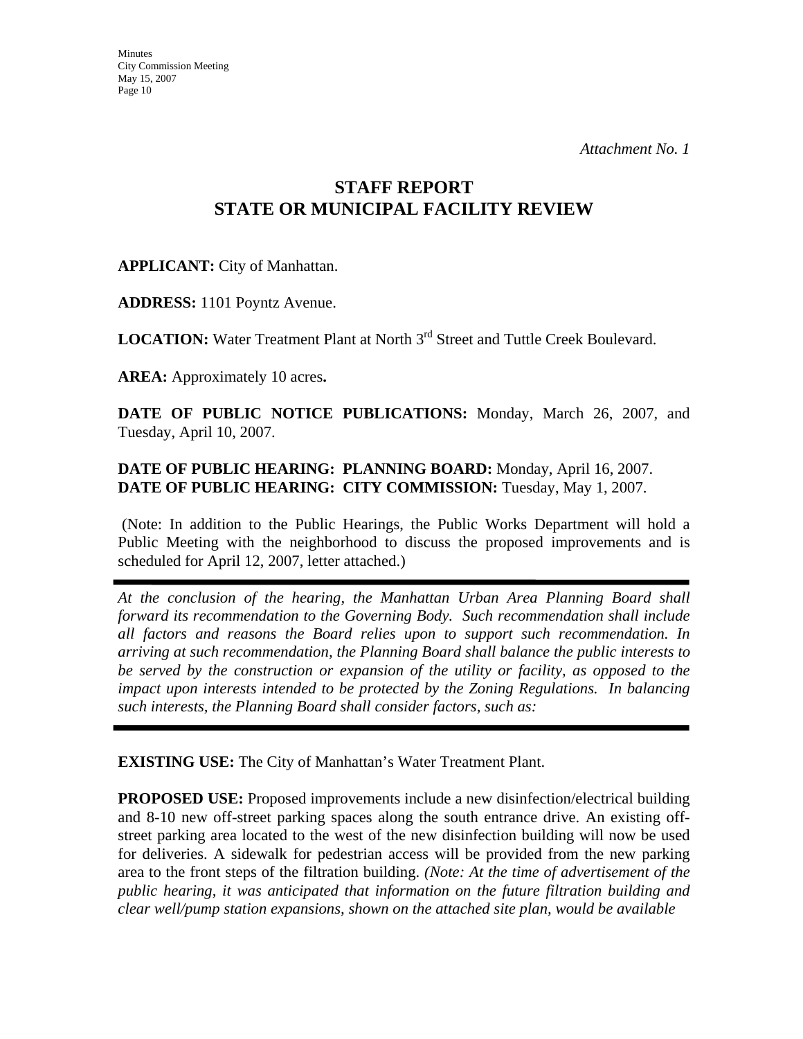*Attachment No. 1*

# STAFF REPORT
# STATE OR MUNICIPAL FACILITY REVIEW

**APPLICANT:** City of Manhattan.

**ADDRESS:** 1101 Poyntz Avenue.

**LOCATION:** Water Treatment Plant at North 3rd Street and Tuttle Creek Boulevard.

**AREA:** Approximately 10 acres**.**

**DATE OF PUBLIC NOTICE PUBLICATIONS:** Monday, March 26, 2007, and Tuesday, April 10, 2007.

**DATE OF PUBLIC HEARING: PLANNING BOARD:** Monday, April 16, 2007.
**DATE OF PUBLIC HEARING: CITY COMMISSION:** Tuesday, May 1, 2007.

(Note: In addition to the Public Hearings, the Public Works Department will hold a Public Meeting with the neighborhood to discuss the proposed improvements and is scheduled for April 12, 2007, letter attached.)

---

*At the conclusion of the hearing, the Manhattan Urban Area Planning Board shall forward its recommendation to the Governing Body. Such recommendation shall include all factors and reasons the Board relies upon to support such recommendation. In arriving at such recommendation, the Planning Board shall balance the public interests to be served by the construction or expansion of the utility or facility, as opposed to the impact upon interests intended to be protected by the Zoning Regulations. In balancing such interests, the Planning Board shall consider factors, such as:*

---

**EXISTING USE:** The City of Manhattan's Water Treatment Plant.

**PROPOSED USE:** Proposed improvements include a new disinfection/electrical building and 8-10 new off-street parking spaces along the south entrance drive. An existing off-street parking area located to the west of the new disinfection building will now be used for deliveries. A sidewalk for pedestrian access will be provided from the new parking area to the front steps of the filtration building. *(Note: At the time of advertisement of the public hearing, it was anticipated that information on the future filtration building and clear well/pump station expansions, shown on the attached site plan, would be available*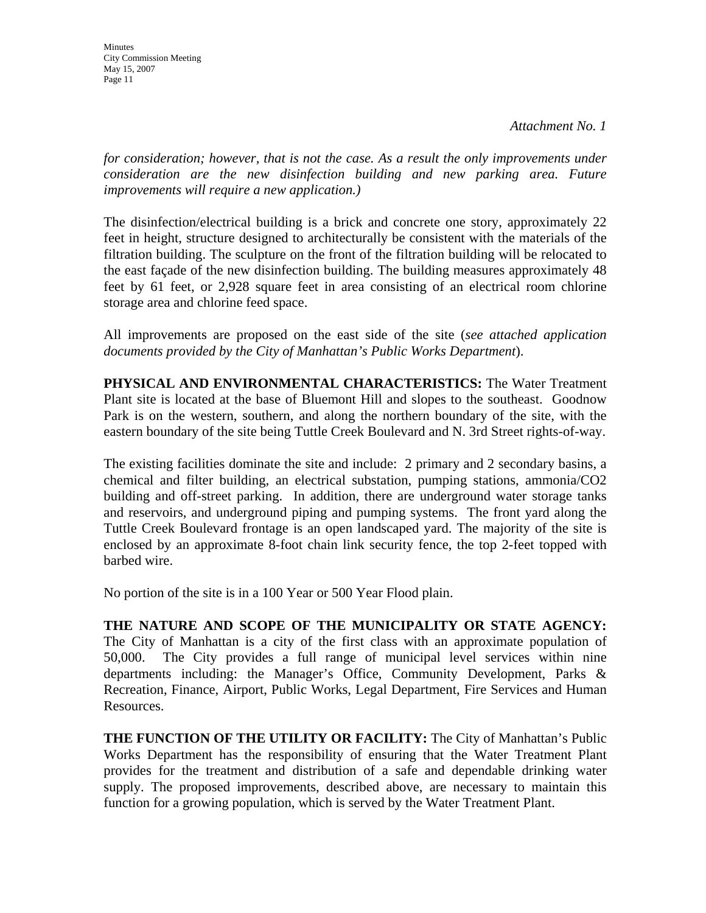*Attachment No. 1*

*for consideration; however, that is not the case. As a result the only improvements under consideration are the new disinfection building and new parking area. Future improvements will require a new application.)*

The disinfection/electrical building is a brick and concrete one story, approximately 22 feet in height, structure designed to architecturally be consistent with the materials of the filtration building. The sculpture on the front of the filtration building will be relocated to the east façade of the new disinfection building. The building measures approximately 48 feet by 61 feet, or 2,928 square feet in area consisting of an electrical room chlorine storage area and chlorine feed space.

All improvements are proposed on the east side of the site (*see attached application documents provided by the City of Manhattan's Public Works Department*).

**PHYSICAL AND ENVIRONMENTAL CHARACTERISTICS:** The Water Treatment Plant site is located at the base of Bluemont Hill and slopes to the southeast. Goodnow Park is on the western, southern, and along the northern boundary of the site, with the eastern boundary of the site being Tuttle Creek Boulevard and N. 3rd Street rights-of-way.

The existing facilities dominate the site and include: 2 primary and 2 secondary basins, a chemical and filter building, an electrical substation, pumping stations, ammonia/CO2 building and off-street parking. In addition, there are underground water storage tanks and reservoirs, and underground piping and pumping systems. The front yard along the Tuttle Creek Boulevard frontage is an open landscaped yard. The majority of the site is enclosed by an approximate 8-foot chain link security fence, the top 2-feet topped with barbed wire.

No portion of the site is in a 100 Year or 500 Year Flood plain.

**THE NATURE AND SCOPE OF THE MUNICIPALITY OR STATE AGENCY:** The City of Manhattan is a city of the first class with an approximate population of 50,000. The City provides a full range of municipal level services within nine departments including: the Manager's Office, Community Development, Parks & Recreation, Finance, Airport, Public Works, Legal Department, Fire Services and Human Resources.

**THE FUNCTION OF THE UTILITY OR FACILITY:** The City of Manhattan's Public Works Department has the responsibility of ensuring that the Water Treatment Plant provides for the treatment and distribution of a safe and dependable drinking water supply. The proposed improvements, described above, are necessary to maintain this function for a growing population, which is served by the Water Treatment Plant.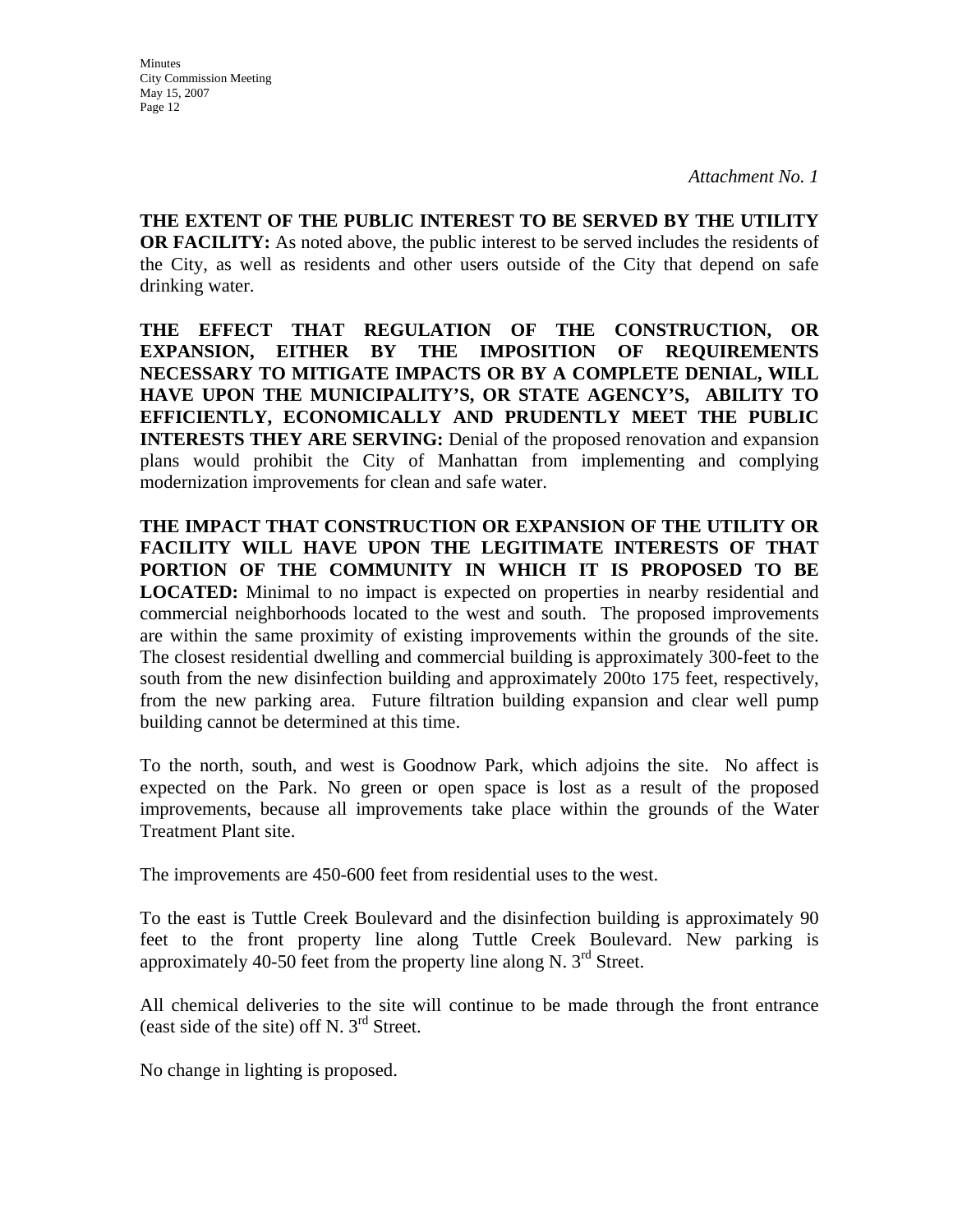*Attachment No. 1*

**THE EXTENT OF THE PUBLIC INTEREST TO BE SERVED BY THE UTILITY OR FACILITY:** As noted above, the public interest to be served includes the residents of the City, as well as residents and other users outside of the City that depend on safe drinking water.

**THE EFFECT THAT REGULATION OF THE CONSTRUCTION, OR EXPANSION, EITHER BY THE IMPOSITION OF REQUIREMENTS NECESSARY TO MITIGATE IMPACTS OR BY A COMPLETE DENIAL, WILL HAVE UPON THE MUNICIPALITY'S, OR STATE AGENCY'S, ABILITY TO EFFICIENTLY, ECONOMICALLY AND PRUDENTLY MEET THE PUBLIC INTERESTS THEY ARE SERVING:** Denial of the proposed renovation and expansion plans would prohibit the City of Manhattan from implementing and complying modernization improvements for clean and safe water.

**THE IMPACT THAT CONSTRUCTION OR EXPANSION OF THE UTILITY OR FACILITY WILL HAVE UPON THE LEGITIMATE INTERESTS OF THAT PORTION OF THE COMMUNITY IN WHICH IT IS PROPOSED TO BE LOCATED:** Minimal to no impact is expected on properties in nearby residential and commercial neighborhoods located to the west and south. The proposed improvements are within the same proximity of existing improvements within the grounds of the site. The closest residential dwelling and commercial building is approximately 300-feet to the south from the new disinfection building and approximately 200to 175 feet, respectively, from the new parking area. Future filtration building expansion and clear well pump building cannot be determined at this time.

To the north, south, and west is Goodnow Park, which adjoins the site. No affect is expected on the Park. No green or open space is lost as a result of the proposed improvements, because all improvements take place within the grounds of the Water Treatment Plant site.

The improvements are 450-600 feet from residential uses to the west.

To the east is Tuttle Creek Boulevard and the disinfection building is approximately 90 feet to the front property line along Tuttle Creek Boulevard. New parking is approximately 40-50 feet from the property line along N. 3rd Street.

All chemical deliveries to the site will continue to be made through the front entrance (east side of the site) off N. 3rd Street.

No change in lighting is proposed.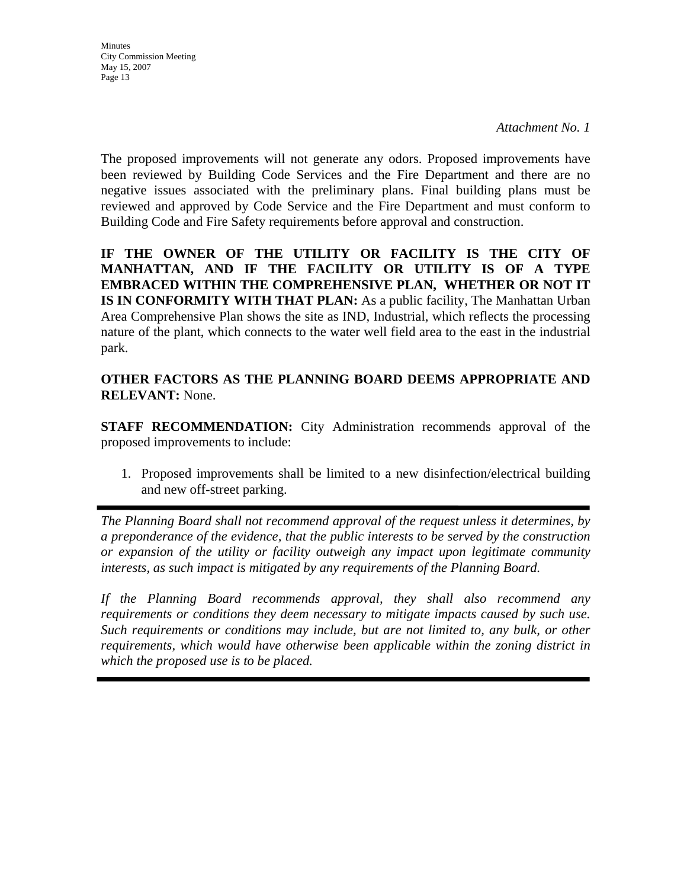*Attachment No. 1*

The proposed improvements will not generate any odors. Proposed improvements have been reviewed by Building Code Services and the Fire Department and there are no negative issues associated with the preliminary plans. Final building plans must be reviewed and approved by Code Service and the Fire Department and must conform to Building Code and Fire Safety requirements before approval and construction.

**IF THE OWNER OF THE UTILITY OR FACILITY IS THE CITY OF MANHATTAN, AND IF THE FACILITY OR UTILITY IS OF A TYPE EMBRACED WITHIN THE COMPREHENSIVE PLAN, WHETHER OR NOT IT IS IN CONFORMITY WITH THAT PLAN:** As a public facility, The Manhattan Urban Area Comprehensive Plan shows the site as IND, Industrial, which reflects the processing nature of the plant, which connects to the water well field area to the east in the industrial park.

**OTHER FACTORS AS THE PLANNING BOARD DEEMS APPROPRIATE AND RELEVANT:** None.

**STAFF RECOMMENDATION:** City Administration recommends approval of the proposed improvements to include:

1. Proposed improvements shall be limited to a new disinfection/electrical building and new off-street parking.

---

*The Planning Board shall not recommend approval of the request unless it determines, by a preponderance of the evidence, that the public interests to be served by the construction or expansion of the utility or facility outweigh any impact upon legitimate community interests, as such impact is mitigated by any requirements of the Planning Board.*

*If the Planning Board recommends approval, they shall also recommend any requirements or conditions they deem necessary to mitigate impacts caused by such use. Such requirements or conditions may include, but are not limited to, any bulk, or other requirements, which would have otherwise been applicable within the zoning district in which the proposed use is to be placed.*

---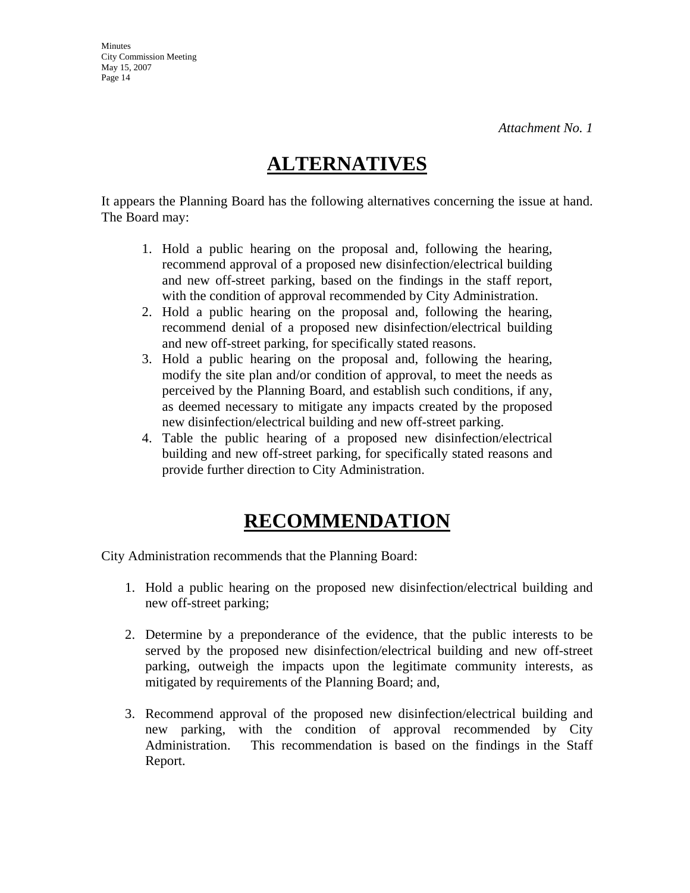*Attachment No. 1*

# ALTERNATIVES

It appears the Planning Board has the following alternatives concerning the issue at hand. The Board may:

1. Hold a public hearing on the proposal and, following the hearing, recommend approval of a proposed new disinfection/electrical building and new off-street parking, based on the findings in the staff report, with the condition of approval recommended by City Administration.
2. Hold a public hearing on the proposal and, following the hearing, recommend denial of a proposed new disinfection/electrical building and new off-street parking, for specifically stated reasons.
3. Hold a public hearing on the proposal and, following the hearing, modify the site plan and/or condition of approval, to meet the needs as perceived by the Planning Board, and establish such conditions, if any, as deemed necessary to mitigate any impacts created by the proposed new disinfection/electrical building and new off-street parking.
4. Table the public hearing of a proposed new disinfection/electrical building and new off-street parking, for specifically stated reasons and provide further direction to City Administration.

# RECOMMENDATION

City Administration recommends that the Planning Board:

1. Hold a public hearing on the proposed new disinfection/electrical building and new off-street parking;

2. Determine by a preponderance of the evidence, that the public interests to be served by the proposed new disinfection/electrical building and new off-street parking, outweigh the impacts upon the legitimate community interests, as mitigated by requirements of the Planning Board; and,

3. Recommend approval of the proposed new disinfection/electrical building and new parking, with the condition of approval recommended by City Administration. This recommendation is based on the findings in the Staff Report.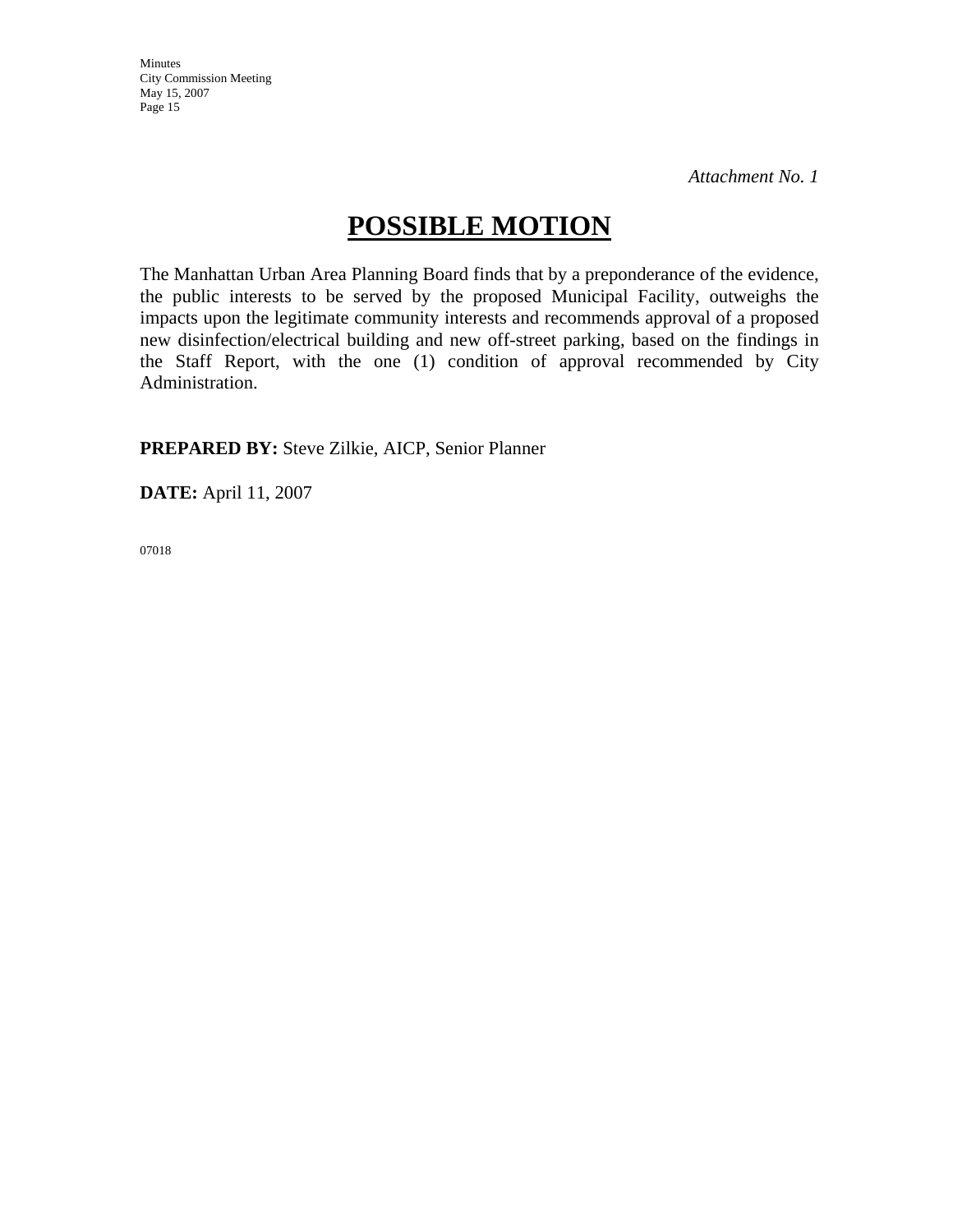*Attachment No. 1*

# POSSIBLE MOTION

The Manhattan Urban Area Planning Board finds that by a preponderance of the evidence, the public interests to be served by the proposed Municipal Facility, outweighs the impacts upon the legitimate community interests and recommends approval of a proposed new disinfection/electrical building and new off-street parking, based on the findings in the Staff Report, with the one (1) condition of approval recommended by City Administration.

**PREPARED BY:** Steve Zilkie, AICP, Senior Planner

**DATE:** April 11, 2007

07018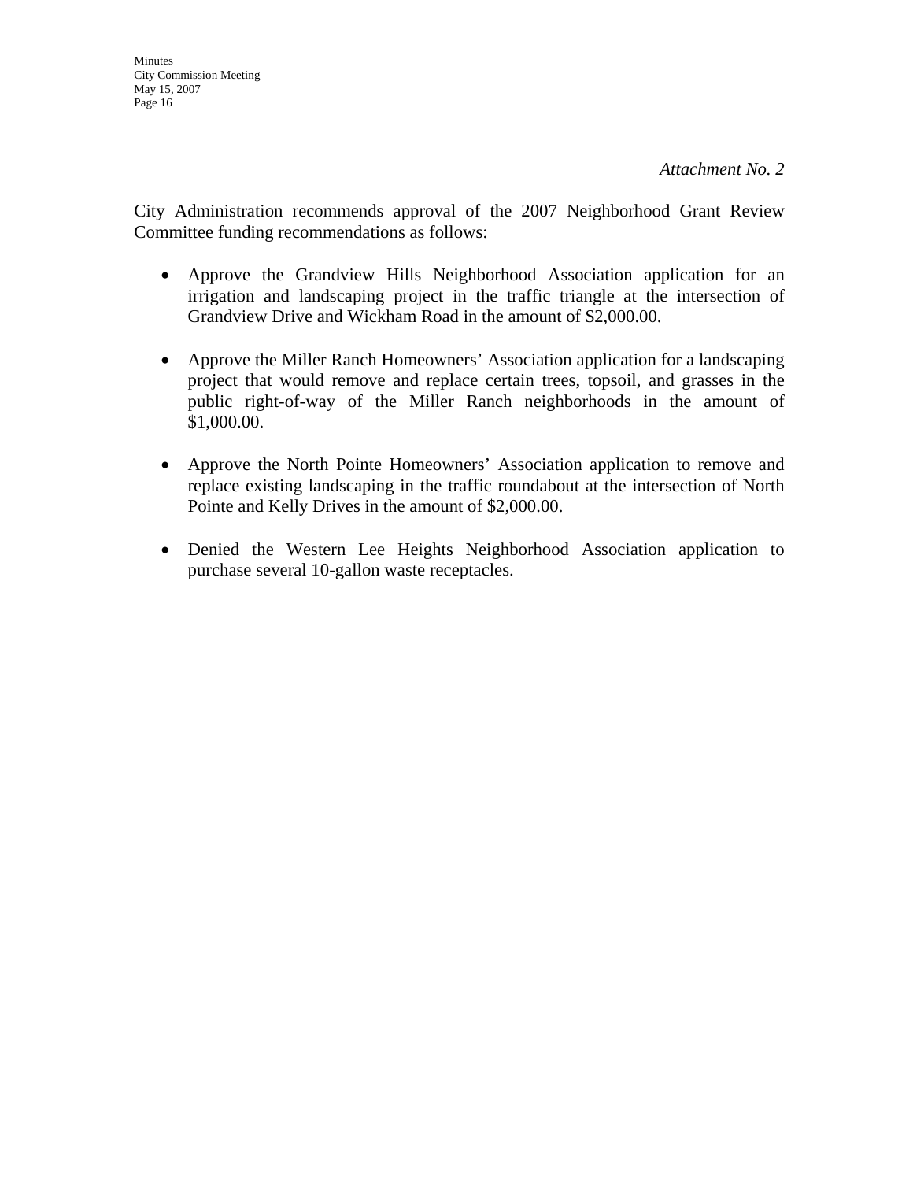*Attachment No. 2*

City Administration recommends approval of the 2007 Neighborhood Grant Review Committee funding recommendations as follows:

- Approve the Grandview Hills Neighborhood Association application for an irrigation and landscaping project in the traffic triangle at the intersection of Grandview Drive and Wickham Road in the amount of $2,000.00.

- Approve the Miller Ranch Homeowners' Association application for a landscaping project that would remove and replace certain trees, topsoil, and grasses in the public right-of-way of the Miller Ranch neighborhoods in the amount of $1,000.00.

- Approve the North Pointe Homeowners' Association application to remove and replace existing landscaping in the traffic roundabout at the intersection of North Pointe and Kelly Drives in the amount of $2,000.00.

- Denied the Western Lee Heights Neighborhood Association application to purchase several 10-gallon waste receptacles.